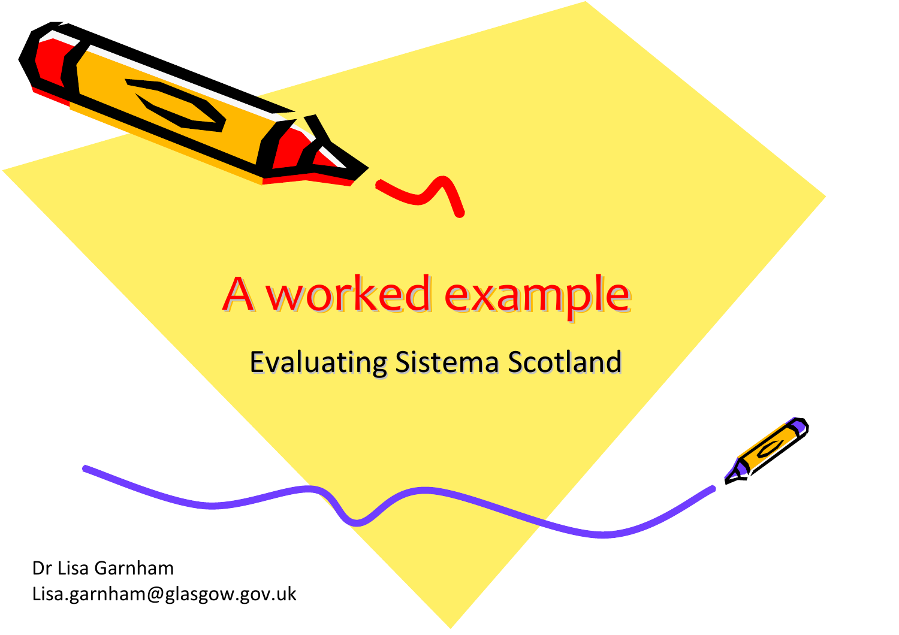# A worked example

## Evaluating Sistema Scotland

Dr Lisa Garnham
Lisa.garnham@glasgow.gov.uk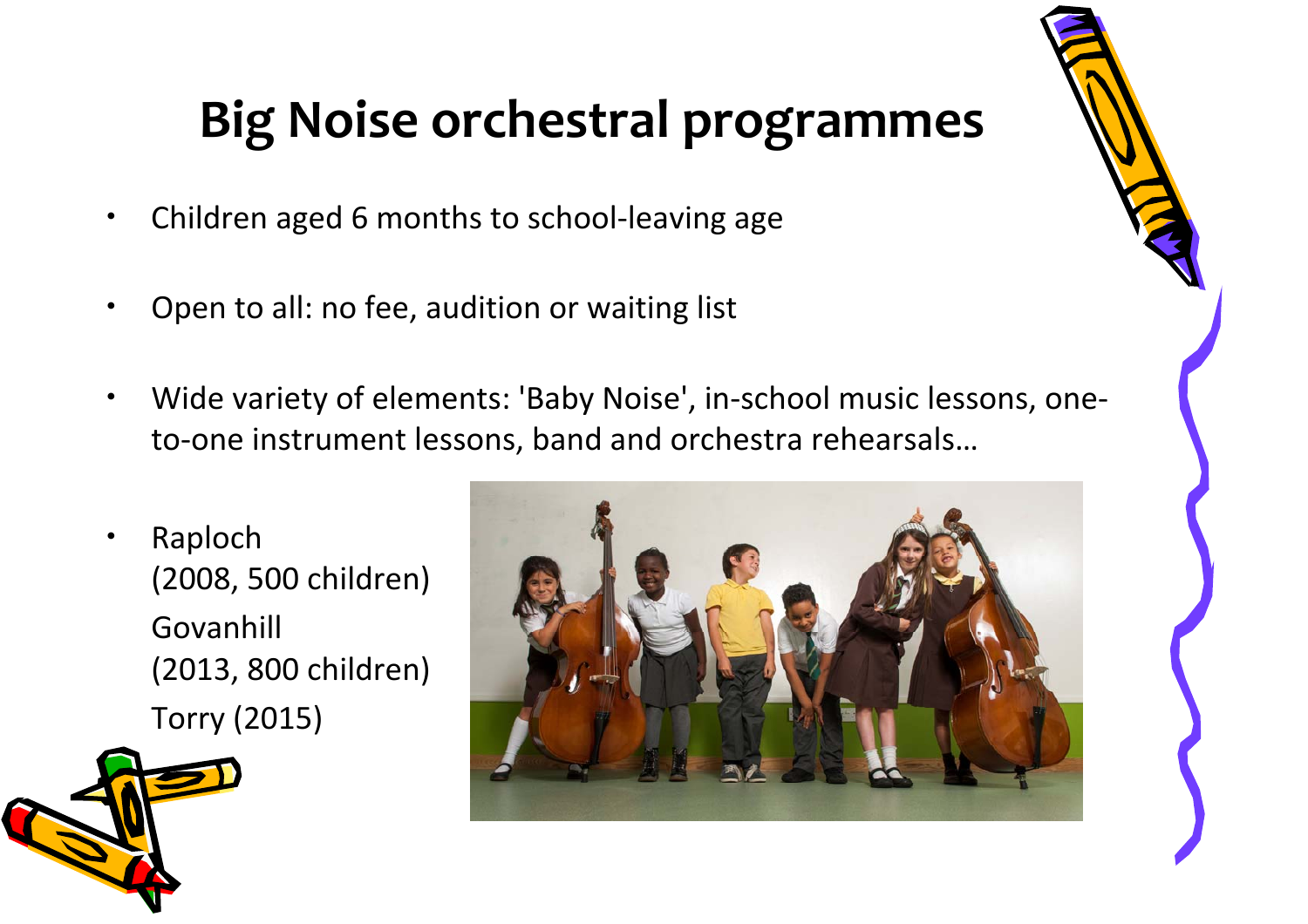# Big Noise orchestral programmes

- Children aged 6 months to school-leaving age
- Open to all: no fee, audition or waiting list
- Wide variety of elements: 'Baby Noise', in-school music lessons, one-to-one instrument lessons, band and orchestra rehearsals…
- Raploch (2008, 500 children)
  Govanhill (2013, 800 children)
  Torry (2015)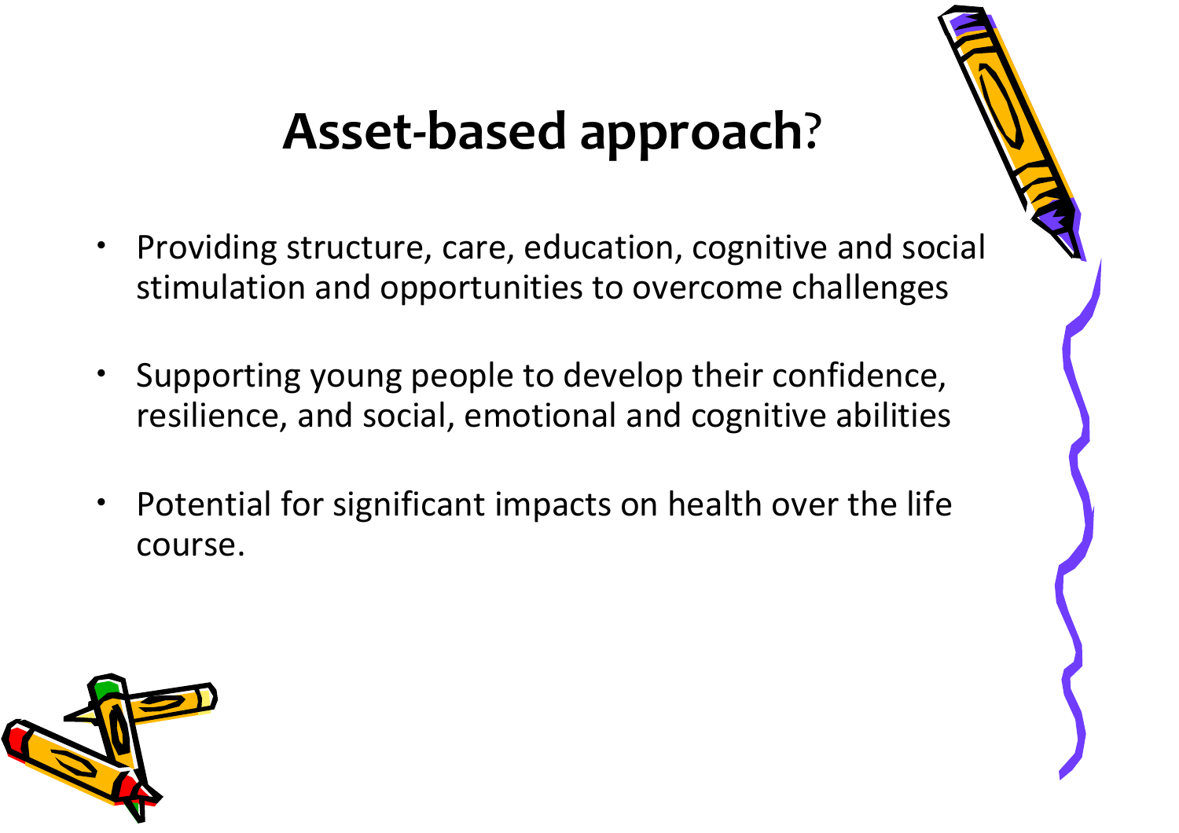# Asset-based approach?

- Providing structure, care, education, cognitive and social stimulation and opportunities to overcome challenges
- Supporting young people to develop their confidence, resilience, and social, emotional and cognitive abilities
- Potential for significant impacts on health over the life course.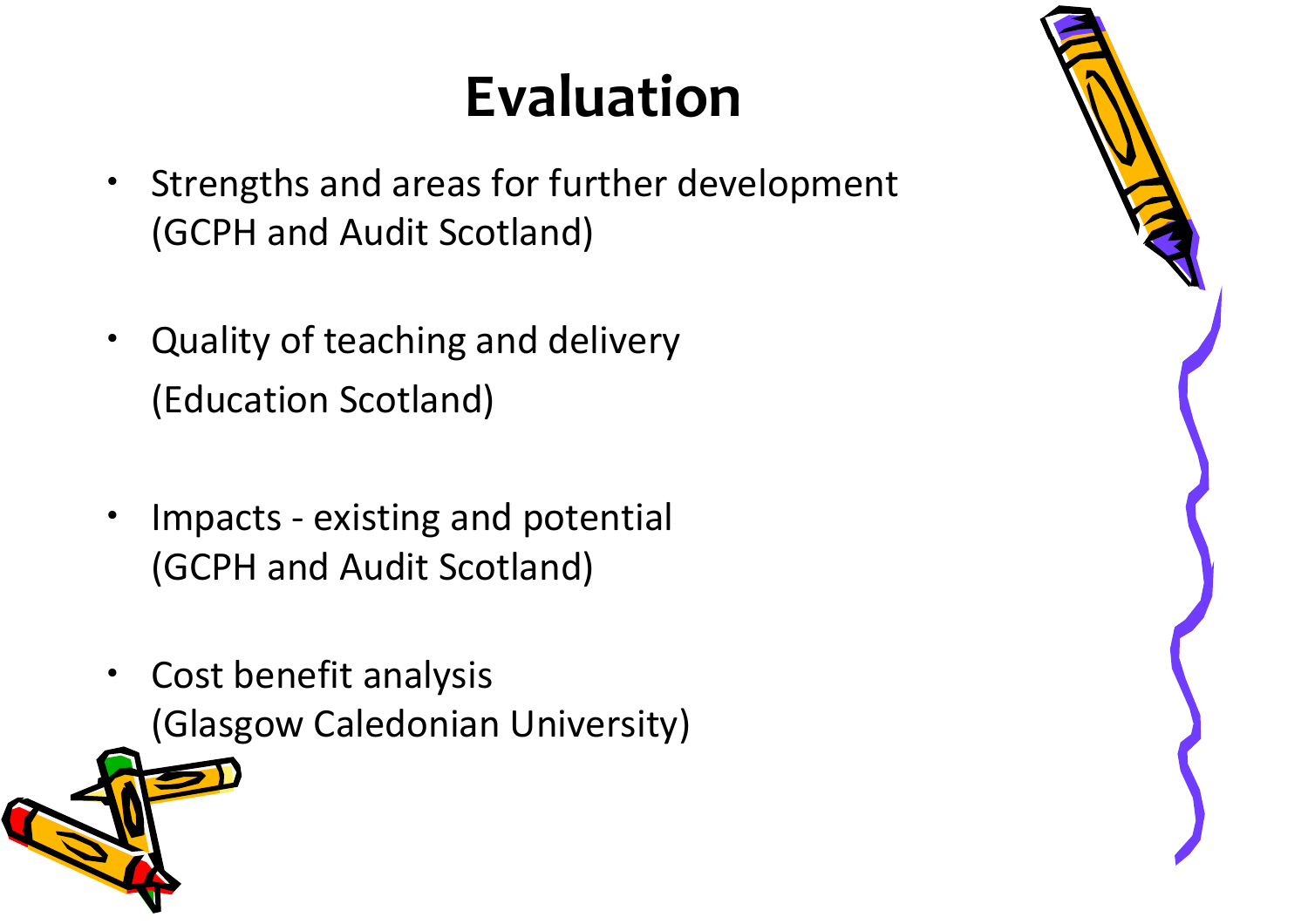# Evaluation

- Strengths and areas for further development (GCPH and Audit Scotland)
- Quality of teaching and delivery (Education Scotland)
- Impacts - existing and potential (GCPH and Audit Scotland)
- Cost benefit analysis (Glasgow Caledonian University)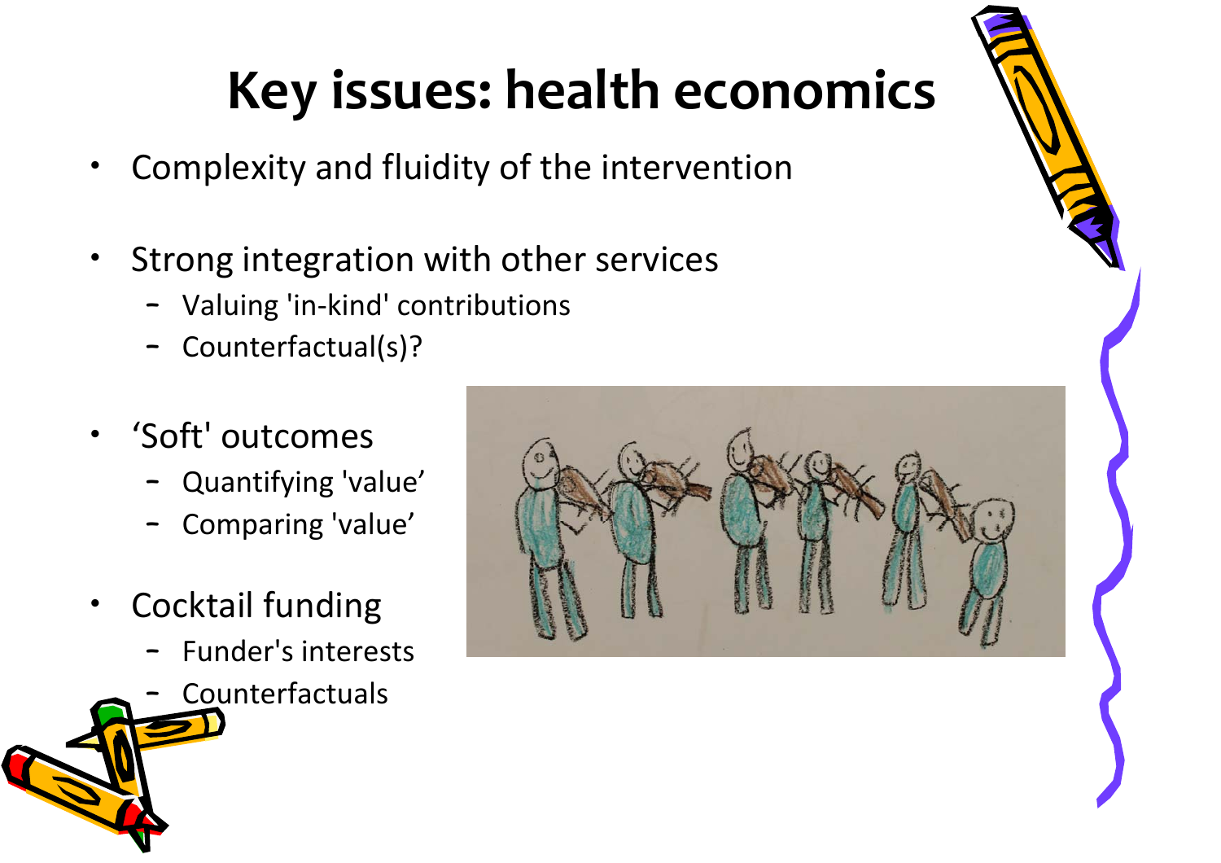# Key issues: health economics

- Complexity and fluidity of the intervention
- Strong integration with other services
  - Valuing 'in-kind' contributions
  - Counterfactual(s)?
- 'Soft' outcomes
  - Quantifying 'value'
  - Comparing 'value'
- Cocktail funding
  - Funder's interests
  - Counterfactuals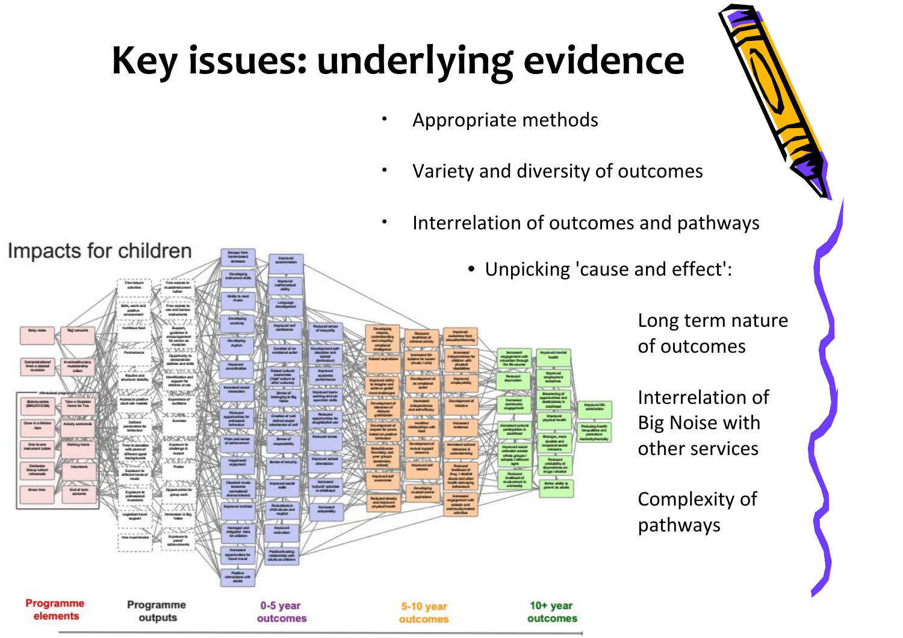# Key issues: underlying evidence

- Appropriate methods
- Variety and diversity of outcomes
- Interrelation of outcomes and pathways
  - Unpicking 'cause and effect':

    Long term nature of outcomes

    Interrelation of Big Noise with other services

    Complexity of pathways

Impacts for children

Programme elements | Programme outputs | 0-5 year outcomes | 5-10 year outcomes | 10+ year outcomes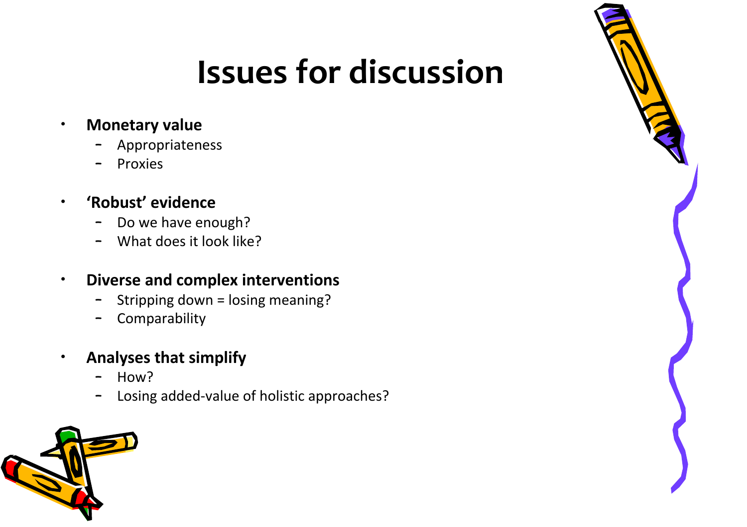# Issues for discussion

- **Monetary value**
  - Appropriateness
  - Proxies
- **'Robust' evidence**
  - Do we have enough?
  - What does it look like?
- **Diverse and complex interventions**
  - Stripping down = losing meaning?
  - Comparability
- **Analyses that simplify**
  - How?
  - Losing added-value of holistic approaches?